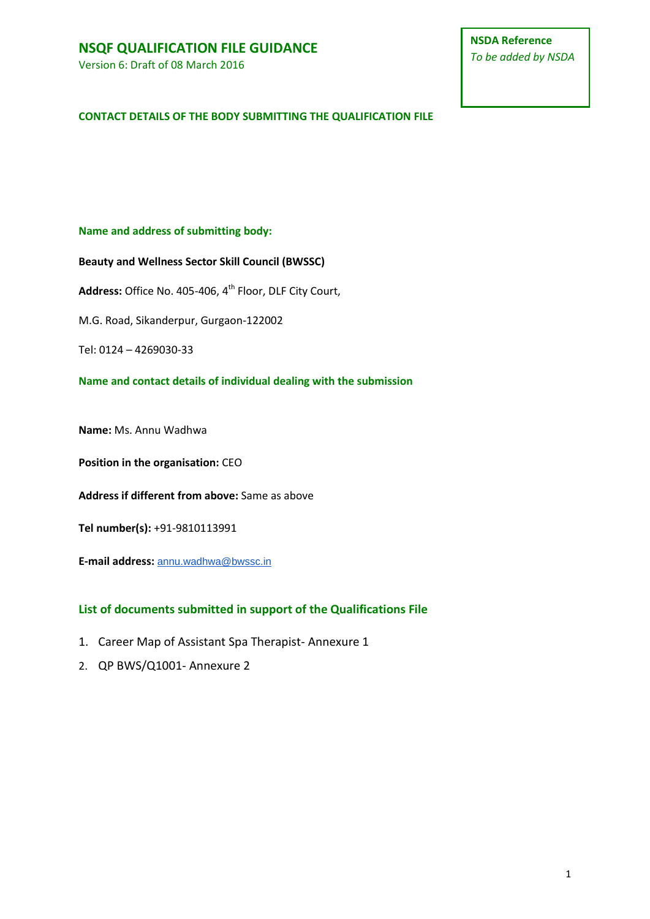# NSQF QUALIFICATION FILE GUIDANCE

Version 6: Draft of 08 March 2016

**NSDA Reference**
*To be added by NSDA*

## CONTACT DETAILS OF THE BODY SUBMITTING THE QUALIFICATION FILE

### Name and address of submitting body:

**Beauty and Wellness Sector Skill Council (BWSSC)**

**Address:** Office No. 405-406, 4th Floor, DLF City Court,

M.G. Road, Sikanderpur, Gurgaon-122002

Tel: 0124 – 4269030-33

### Name and contact details of individual dealing with the submission

**Name:** Ms. Annu Wadhwa

**Position in the organisation:** CEO

**Address if different from above:** Same as above

**Tel number(s):** +91-9810113991

**E-mail address:** annu.wadhwa@bwssc.in

## List of documents submitted in support of the Qualifications File

1. Career Map of Assistant Spa Therapist- Annexure 1
2. QP BWS/Q1001- Annexure 2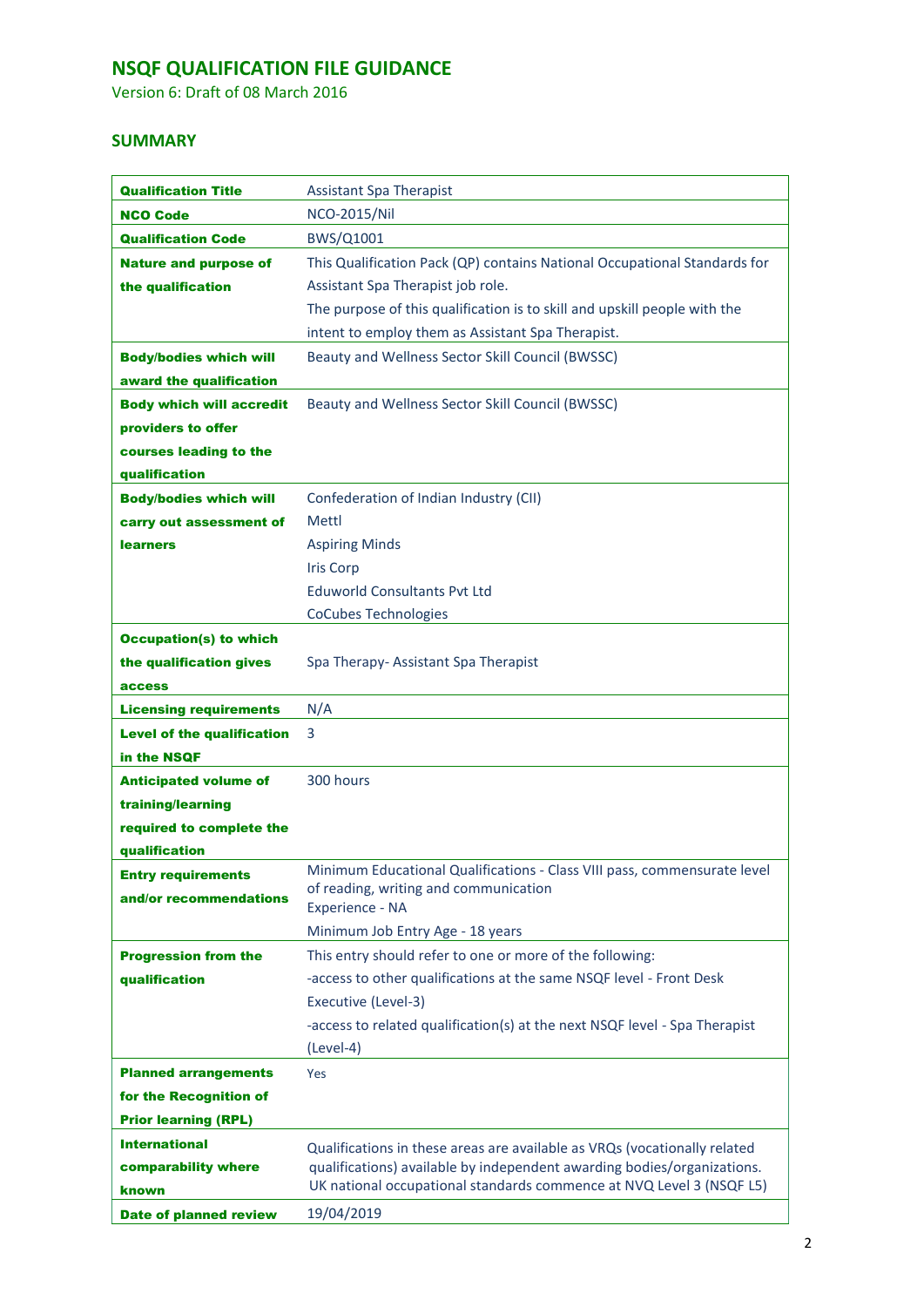# NSQF QUALIFICATION FILE GUIDANCE

Version 6: Draft of 08 March 2016

## SUMMARY

| | |
|---|---|
| **Qualification Title** | Assistant Spa Therapist |
| **NCO Code** | NCO-2015/Nil |
| **Qualification Code** | BWS/Q1001 |
| **Nature and purpose of the qualification** | This Qualification Pack (QP) contains National Occupational Standards for Assistant Spa Therapist job role.<br>The purpose of this qualification is to skill and upskill people with the intent to employ them as Assistant Spa Therapist. |
| **Body/bodies which will award the qualification** | Beauty and Wellness Sector Skill Council (BWSSC) |
| **Body which will accredit providers to offer courses leading to the qualification** | Beauty and Wellness Sector Skill Council (BWSSC) |
| **Body/bodies which will carry out assessment of learners** | Confederation of Indian Industry (CII)<br>Mettl<br>Aspiring Minds<br>Iris Corp<br>Eduworld Consultants Pvt Ltd<br>CoCubes Technologies |
| **Occupation(s) to which the qualification gives access** | Spa Therapy- Assistant Spa Therapist |
| **Licensing requirements** | N/A |
| **Level of the qualification in the NSQF** | 3 |
| **Anticipated volume of training/learning required to complete the qualification** | 300 hours |
| **Entry requirements and/or recommendations** | Minimum Educational Qualifications - Class VIII pass, commensurate level of reading, writing and communication<br>Experience - NA<br>Minimum Job Entry Age - 18 years |
| **Progression from the qualification** | This entry should refer to one or more of the following:<br>-access to other qualifications at the same NSQF level - Front Desk Executive (Level-3)<br>-access to related qualification(s) at the next NSQF level - Spa Therapist (Level-4) |
| **Planned arrangements for the Recognition of Prior learning (RPL)** | Yes |
| **International comparability where known** | Qualifications in these areas are available as VRQs (vocationally related qualifications) available by independent awarding bodies/organizations. UK national occupational standards commence at NVQ Level 3 (NSQF L5) |
| **Date of planned review** | 19/04/2019 |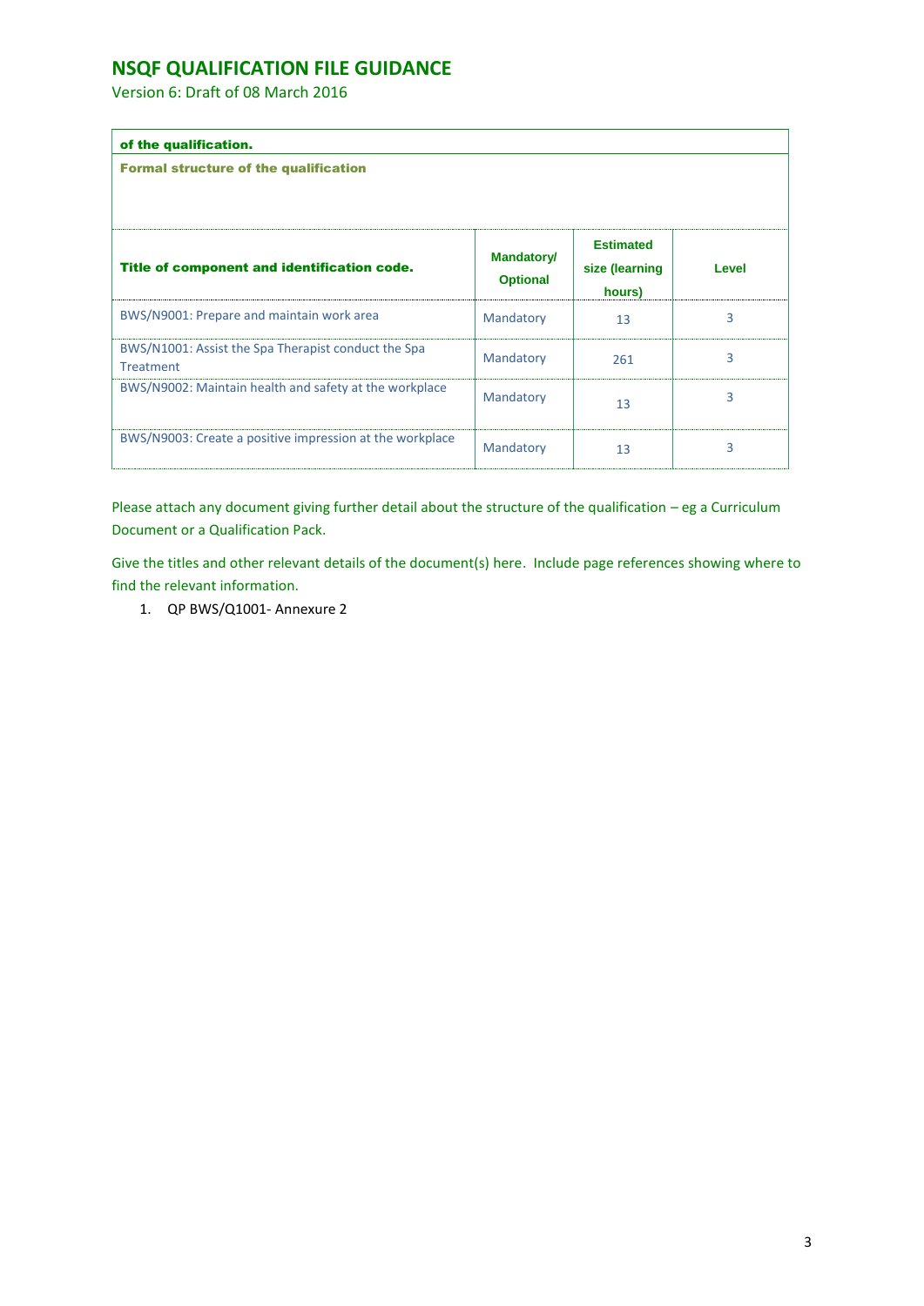**of the qualification.**

**Formal structure of the qualification**

| Title of component and identification code. | Mandatory/ Optional | Estimated size (learning hours) | Level |
|---|---|---|---|
| BWS/N9001: Prepare and maintain work area | Mandatory | 13 | 3 |
| BWS/N1001: Assist the Spa Therapist conduct the Spa Treatment | Mandatory | 261 | 3 |
| BWS/N9002: Maintain health and safety at the workplace | Mandatory | 13 | 3 |
| BWS/N9003: Create a positive impression at the workplace | Mandatory | 13 | 3 |

Please attach any document giving further detail about the structure of the qualification – eg a Curriculum Document or a Qualification Pack.

Give the titles and other relevant details of the document(s) here. Include page references showing where to find the relevant information.

1. QP BWS/Q1001- Annexure 2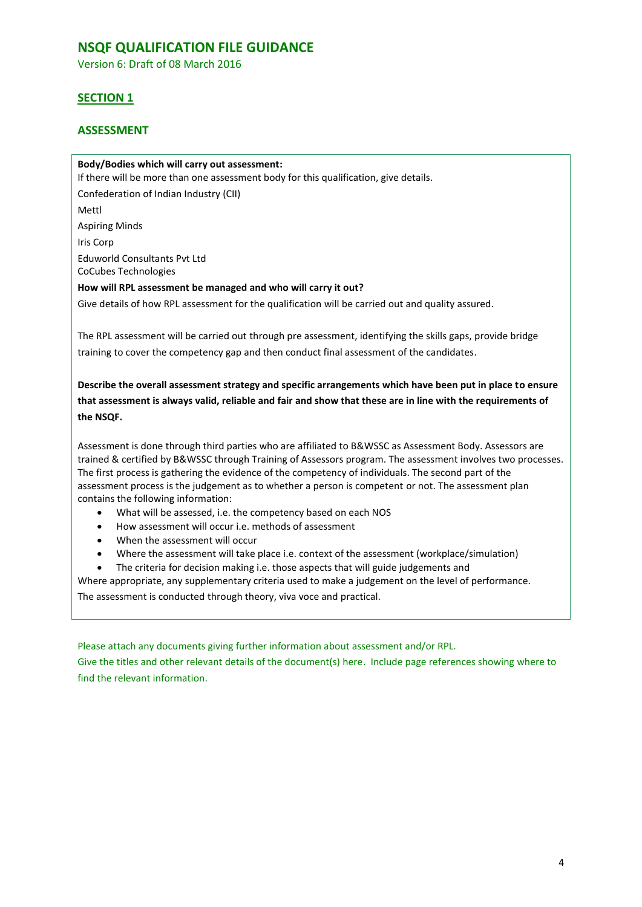# NSQF QUALIFICATION FILE GUIDANCE

Version 6: Draft of 08 March 2016

## SECTION 1

## ASSESSMENT

**Body/Bodies which will carry out assessment:**

If there will be more than one assessment body for this qualification, give details.

Confederation of Indian Industry (CII)

Mettl

Aspiring Minds

Iris Corp

Eduworld Consultants Pvt Ltd
CoCubes Technologies

**How will RPL assessment be managed and who will carry it out?**

Give details of how RPL assessment for the qualification will be carried out and quality assured.

The RPL assessment will be carried out through pre assessment, identifying the skills gaps, provide bridge training to cover the competency gap and then conduct final assessment of the candidates.

**Describe the overall assessment strategy and specific arrangements which have been put in place to ensure that assessment is always valid, reliable and fair and show that these are in line with the requirements of the NSQF.**

Assessment is done through third parties who are affiliated to B&WSSC as Assessment Body. Assessors are trained & certified by B&WSSC through Training of Assessors program. The assessment involves two processes. The first process is gathering the evidence of the competency of individuals. The second part of the assessment process is the judgement as to whether a person is competent or not. The assessment plan contains the following information:

- What will be assessed, i.e. the competency based on each NOS
- How assessment will occur i.e. methods of assessment
- When the assessment will occur
- Where the assessment will take place i.e. context of the assessment (workplace/simulation)
- The criteria for decision making i.e. those aspects that will guide judgements and

Where appropriate, any supplementary criteria used to make a judgement on the level of performance.

The assessment is conducted through theory, viva voce and practical.

Please attach any documents giving further information about assessment and/or RPL.

Give the titles and other relevant details of the document(s) here. Include page references showing where to find the relevant information.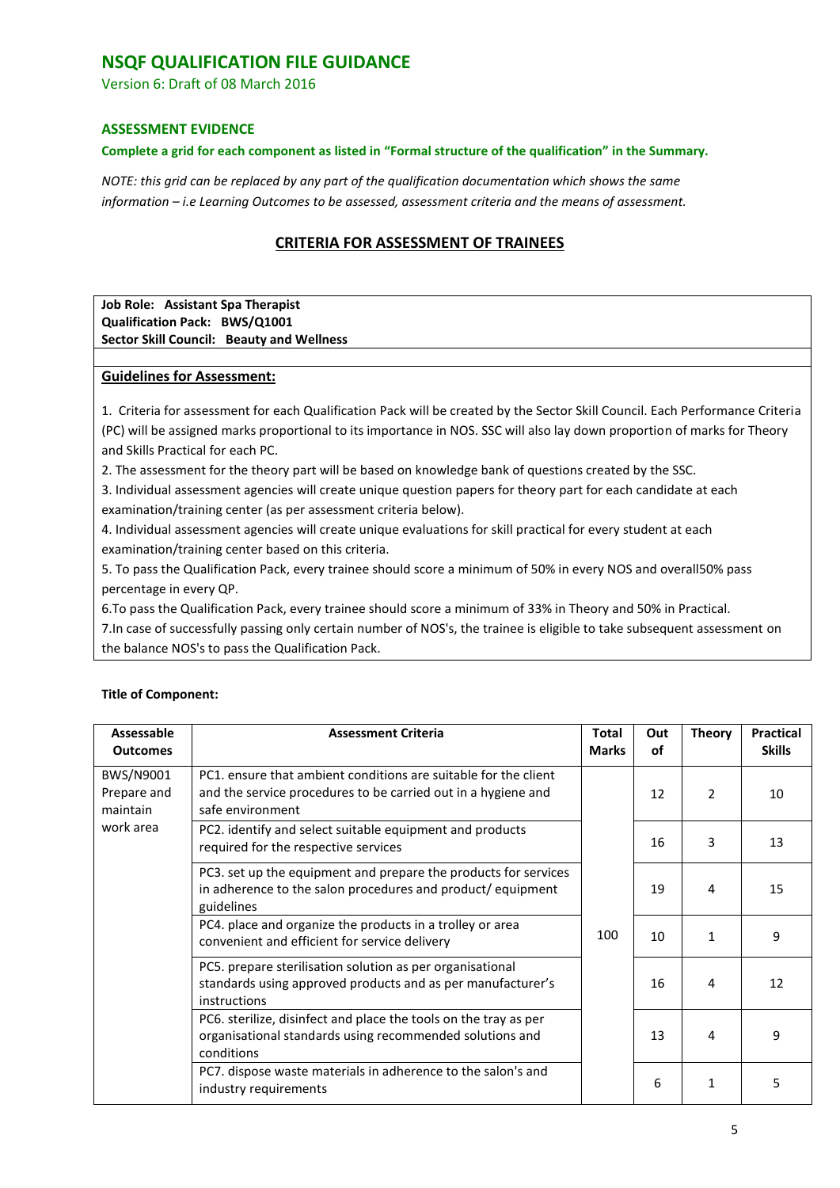# NSQF QUALIFICATION FILE GUIDANCE

Version 6: Draft of 08 March 2016

### ASSESSMENT EVIDENCE

**Complete a grid for each component as listed in "Formal structure of the qualification" in the Summary.**

*NOTE: this grid can be replaced by any part of the qualification documentation which shows the same information – i.e Learning Outcomes to be assessed, assessment criteria and the means of assessment.*

## CRITERIA FOR ASSESSMENT OF TRAINEES

**Job Role: Assistant Spa Therapist**
**Qualification Pack: BWS/Q1001**
**Sector Skill Council: Beauty and Wellness**

**Guidelines for Assessment:**

1. Criteria for assessment for each Qualification Pack will be created by the Sector Skill Council. Each Performance Criteria (PC) will be assigned marks proportional to its importance in NOS. SSC will also lay down proportion of marks for Theory and Skills Practical for each PC.
2. The assessment for the theory part will be based on knowledge bank of questions created by the SSC.
3. Individual assessment agencies will create unique question papers for theory part for each candidate at each examination/training center (as per assessment criteria below).
4. Individual assessment agencies will create unique evaluations for skill practical for every student at each examination/training center based on this criteria.
5. To pass the Qualification Pack, every trainee should score a minimum of 50% in every NOS and overall50% pass percentage in every QP.
6. To pass the Qualification Pack, every trainee should score a minimum of 33% in Theory and 50% in Practical.
7. In case of successfully passing only certain number of NOS's, the trainee is eligible to take subsequent assessment on the balance NOS's to pass the Qualification Pack.

**Title of Component:**

| Assessable Outcomes | Assessment Criteria | Total Marks | Out of | Theory | Practical Skills |
|---|---|---|---|---|---|
| BWS/N9001 Prepare and maintain work area | PC1. ensure that ambient conditions are suitable for the client and the service procedures to be carried out in a hygiene and safe environment | 100 | 12 | 2 | 10 |
| | PC2. identify and select suitable equipment and products required for the respective services | | 16 | 3 | 13 |
| | PC3. set up the equipment and prepare the products for services in adherence to the salon procedures and product/ equipment guidelines | | 19 | 4 | 15 |
| | PC4. place and organize the products in a trolley or area convenient and efficient for service delivery | | 10 | 1 | 9 |
| | PC5. prepare sterilisation solution as per organisational standards using approved products and as per manufacturer's instructions | | 16 | 4 | 12 |
| | PC6. sterilize, disinfect and place the tools on the tray as per organisational standards using recommended solutions and conditions | | 13 | 4 | 9 |
| | PC7. dispose waste materials in adherence to the salon's and industry requirements | | 6 | 1 | 5 |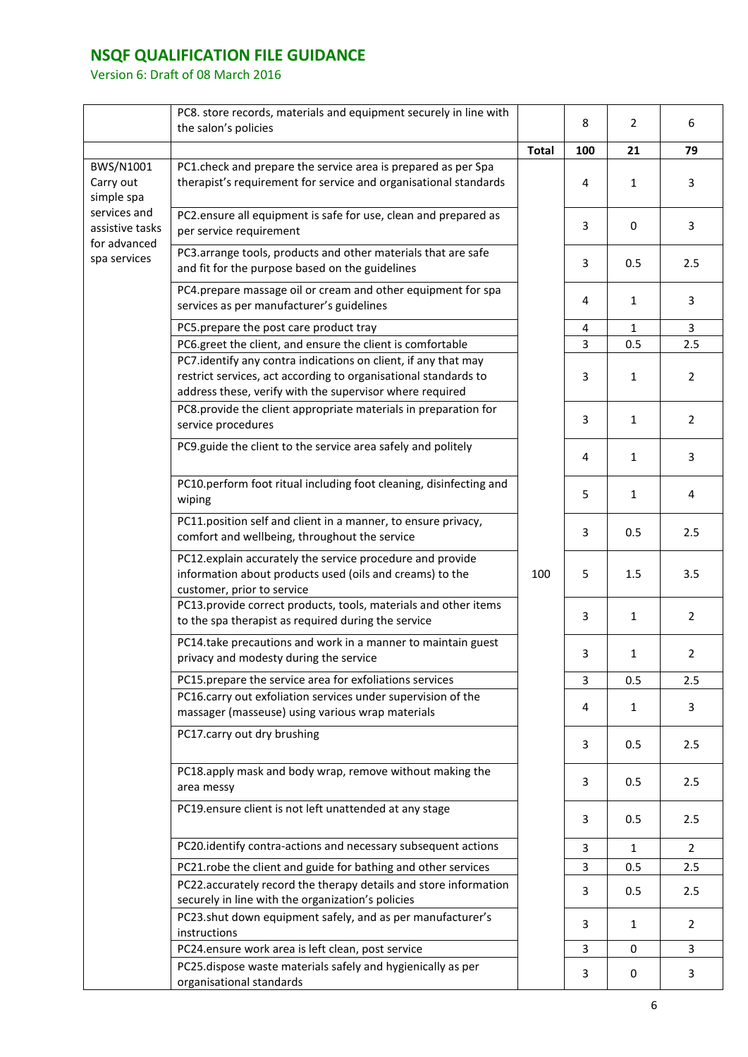| | | | | | |
|---|---|---|---|---|---|
| | PC8. store records, materials and equipment securely in line with the salon's policies | | 8 | 2 | 6 |
| | | **Total** | **100** | **21** | **79** |
| BWS/N1001 Carry out simple spa services and assistive tasks for advanced spa services | PC1.check and prepare the service area is prepared as per Spa therapist's requirement for service and organisational standards | 100 | 4 | 1 | 3 |
| | PC2.ensure all equipment is safe for use, clean and prepared as per service requirement | | 3 | 0 | 3 |
| | PC3.arrange tools, products and other materials that are safe and fit for the purpose based on the guidelines | | 3 | 0.5 | 2.5 |
| | PC4.prepare massage oil or cream and other equipment for spa services as per manufacturer's guidelines | | 4 | 1 | 3 |
| | PC5.prepare the post care product tray | | 4 | 1 | 3 |
| | PC6.greet the client, and ensure the client is comfortable | | 3 | 0.5 | 2.5 |
| | PC7.identify any contra indications on client, if any that may restrict services, act according to organisational standards to address these, verify with the supervisor where required | | 3 | 1 | 2 |
| | PC8.provide the client appropriate materials in preparation for service procedures | | 3 | 1 | 2 |
| | PC9.guide the client to the service area safely and politely | | 4 | 1 | 3 |
| | PC10.perform foot ritual including foot cleaning, disinfecting and wiping | | 5 | 1 | 4 |
| | PC11.position self and client in a manner, to ensure privacy, comfort and wellbeing, throughout the service | | 3 | 0.5 | 2.5 |
| | PC12.explain accurately the service procedure and provide information about products used (oils and creams) to the customer, prior to service | | 5 | 1.5 | 3.5 |
| | PC13.provide correct products, tools, materials and other items to the spa therapist as required during the service | | 3 | 1 | 2 |
| | PC14.take precautions and work in a manner to maintain guest privacy and modesty during the service | | 3 | 1 | 2 |
| | PC15.prepare the service area for exfoliations services | | 3 | 0.5 | 2.5 |
| | PC16.carry out exfoliation services under supervision of the massager (masseuse) using various wrap materials | | 4 | 1 | 3 |
| | PC17.carry out dry brushing | | 3 | 0.5 | 2.5 |
| | PC18.apply mask and body wrap, remove without making the area messy | | 3 | 0.5 | 2.5 |
| | PC19.ensure client is not left unattended at any stage | | 3 | 0.5 | 2.5 |
| | PC20.identify contra-actions and necessary subsequent actions | | 3 | 1 | 2 |
| | PC21.robe the client and guide for bathing and other services | | 3 | 0.5 | 2.5 |
| | PC22.accurately record the therapy details and store information securely in line with the organization's policies | | 3 | 0.5 | 2.5 |
| | PC23.shut down equipment safely, and as per manufacturer's instructions | | 3 | 1 | 2 |
| | PC24.ensure work area is left clean, post service | | 3 | 0 | 3 |
| | PC25.dispose waste materials safely and hygienically as per organisational standards | | 3 | 0 | 3 |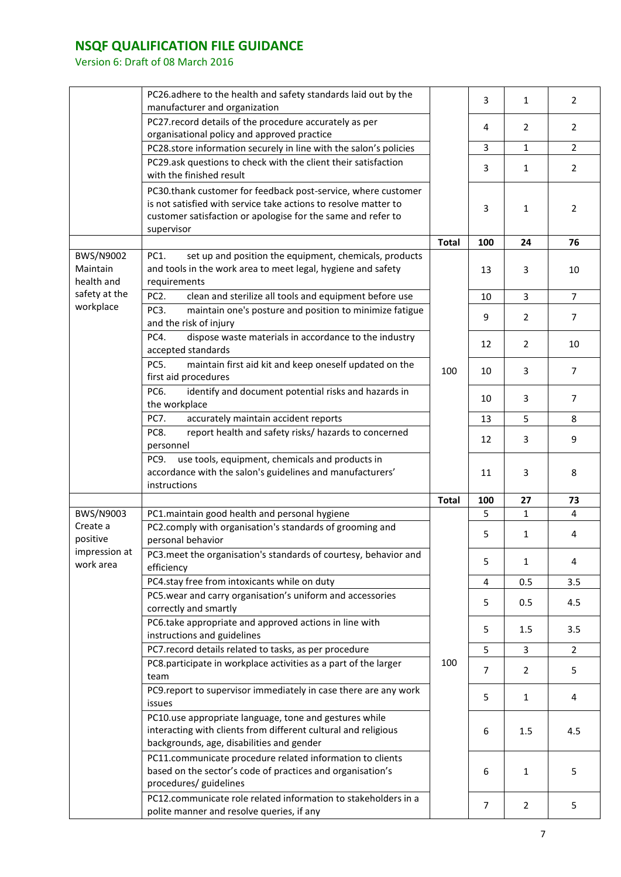| | | | | | |
|---|---|---|---|---|---|
| | PC26.adhere to the health and safety standards laid out by the manufacturer and organization | | 3 | 1 | 2 |
| | PC27.record details of the procedure accurately as per organisational policy and approved practice | | 4 | 2 | 2 |
| | PC28.store information securely in line with the salon's policies | | 3 | 1 | 2 |
| | PC29.ask questions to check with the client their satisfaction with the finished result | | 3 | 1 | 2 |
| | PC30.thank customer for feedback post-service, where customer is not satisfied with service take actions to resolve matter to customer satisfaction or apologise for the same and refer to supervisor | | 3 | 1 | 2 |
| | | **Total** | **100** | **24** | **76** |
| BWS/N9002 Maintain health and safety at the workplace | PC1. set up and position the equipment, chemicals, products and tools in the work area to meet legal, hygiene and safety requirements | 100 | 13 | 3 | 10 |
| | PC2. clean and sterilize all tools and equipment before use | | 10 | 3 | 7 |
| | PC3. maintain one's posture and position to minimize fatigue and the risk of injury | | 9 | 2 | 7 |
| | PC4. dispose waste materials in accordance to the industry accepted standards | | 12 | 2 | 10 |
| | PC5. maintain first aid kit and keep oneself updated on the first aid procedures | | 10 | 3 | 7 |
| | PC6. identify and document potential risks and hazards in the workplace | | 10 | 3 | 7 |
| | PC7. accurately maintain accident reports | | 13 | 5 | 8 |
| | PC8. report health and safety risks/ hazards to concerned personnel | | 12 | 3 | 9 |
| | PC9. use tools, equipment, chemicals and products in accordance with the salon's guidelines and manufacturers' instructions | | 11 | 3 | 8 |
| | | **Total** | **100** | **27** | **73** |
| BWS/N9003 Create a positive impression at work area | PC1.maintain good health and personal hygiene | 100 | 5 | 1 | 4 |
| | PC2.comply with organisation's standards of grooming and personal behavior | | 5 | 1 | 4 |
| | PC3.meet the organisation's standards of courtesy, behavior and efficiency | | 5 | 1 | 4 |
| | PC4.stay free from intoxicants while on duty | | 4 | 0.5 | 3.5 |
| | PC5.wear and carry organisation's uniform and accessories correctly and smartly | | 5 | 0.5 | 4.5 |
| | PC6.take appropriate and approved actions in line with instructions and guidelines | | 5 | 1.5 | 3.5 |
| | PC7.record details related to tasks, as per procedure | | 5 | 3 | 2 |
| | PC8.participate in workplace activities as a part of the larger team | | 7 | 2 | 5 |
| | PC9.report to supervisor immediately in case there are any work issues | | 5 | 1 | 4 |
| | PC10.use appropriate language, tone and gestures while interacting with clients from different cultural and religious backgrounds, age, disabilities and gender | | 6 | 1.5 | 4.5 |
| | PC11.communicate procedure related information to clients based on the sector's code of practices and organisation's procedures/ guidelines | | 6 | 1 | 5 |
| | PC12.communicate role related information to stakeholders in a polite manner and resolve queries, if any | | 7 | 2 | 5 |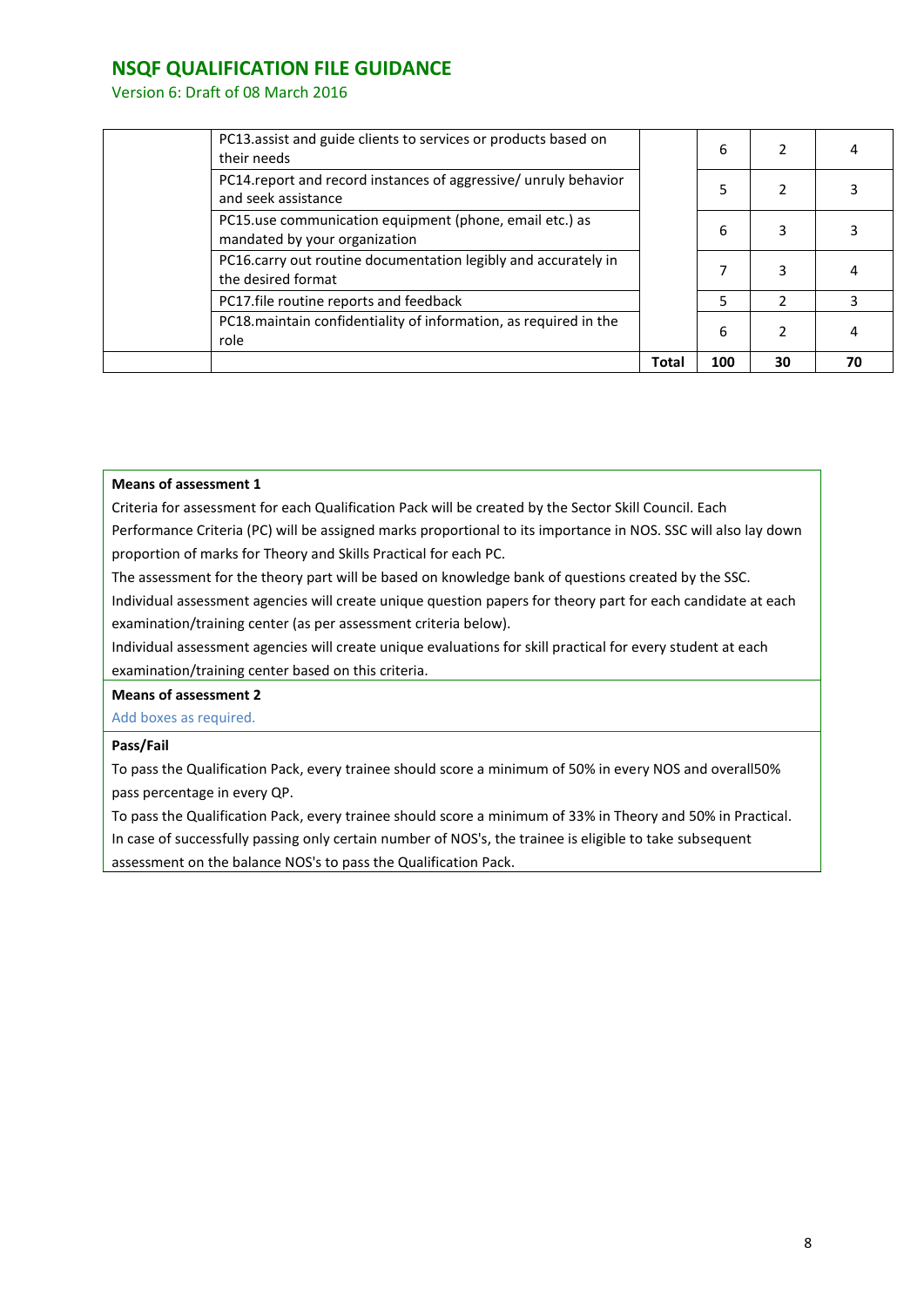| | | | | | |
|---|---|---|---|---|---|
| | PC13.assist and guide clients to services or products based on their needs | | 6 | 2 | 4 |
| | PC14.report and record instances of aggressive/ unruly behavior and seek assistance | | 5 | 2 | 3 |
| | PC15.use communication equipment (phone, email etc.) as mandated by your organization | | 6 | 3 | 3 |
| | PC16.carry out routine documentation legibly and accurately in the desired format | | 7 | 3 | 4 |
| | PC17.file routine reports and feedback | | 5 | 2 | 3 |
| | PC18.maintain confidentiality of information, as required in the role | | 6 | 2 | 4 |
| | | **Total** | **100** | **30** | **70** |

**Means of assessment 1**

Criteria for assessment for each Qualification Pack will be created by the Sector Skill Council. Each Performance Criteria (PC) will be assigned marks proportional to its importance in NOS. SSC will also lay down proportion of marks for Theory and Skills Practical for each PC.

The assessment for the theory part will be based on knowledge bank of questions created by the SSC.

Individual assessment agencies will create unique question papers for theory part for each candidate at each examination/training center (as per assessment criteria below).

Individual assessment agencies will create unique evaluations for skill practical for every student at each examination/training center based on this criteria.

**Means of assessment 2**

Add boxes as required.

**Pass/Fail**

To pass the Qualification Pack, every trainee should score a minimum of 50% in every NOS and overall50% pass percentage in every QP.

To pass the Qualification Pack, every trainee should score a minimum of 33% in Theory and 50% in Practical.

In case of successfully passing only certain number of NOS's, the trainee is eligible to take subsequent assessment on the balance NOS's to pass the Qualification Pack.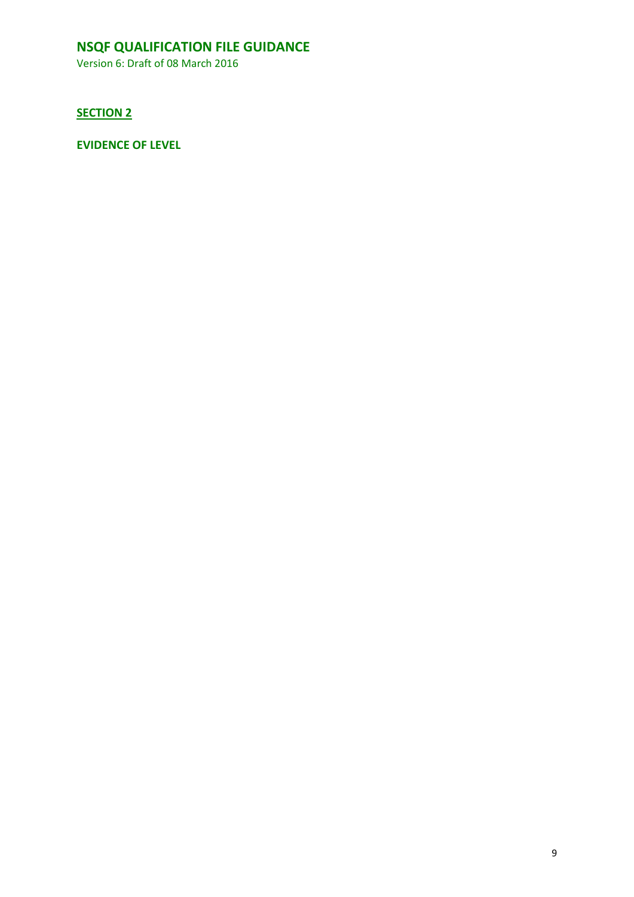## SECTION 2

**EVIDENCE OF LEVEL**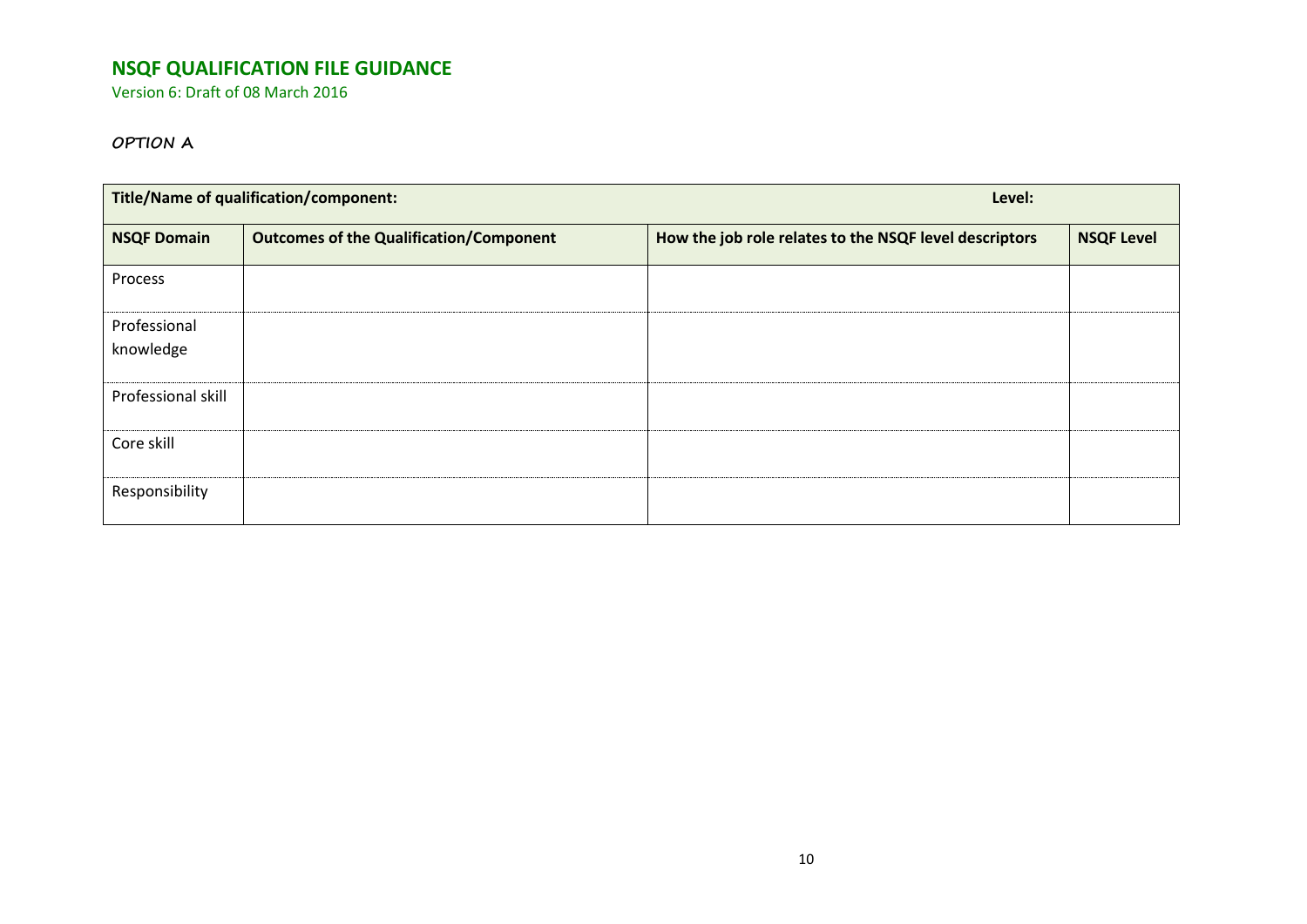## NSQF QUALIFICATION FILE GUIDANCE

Version 6: Draft of 08 March 2016

**OPTION A**

| **Title/Name of qualification/component:** | | **Level:** | |
|---|---|---|---|
| **NSQF Domain** | **Outcomes of the Qualification/Component** | **How the job role relates to the NSQF level descriptors** | **NSQF Level** |
| Process | | | |
| Professional knowledge | | | |
| Professional skill | | | |
| Core skill | | | |
| Responsibility | | | |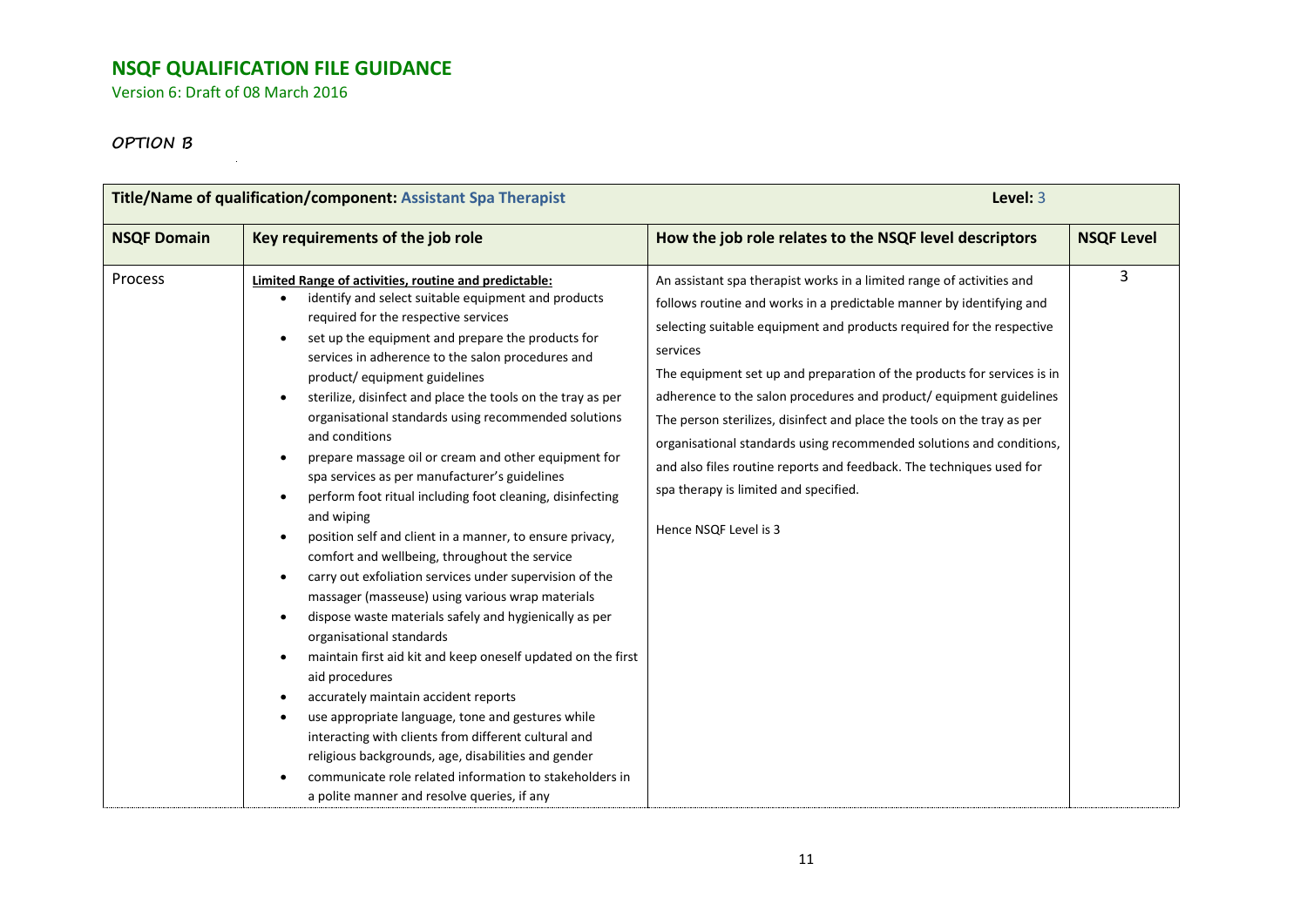## NSQF QUALIFICATION FILE GUIDANCE

Version 6: Draft of 08 March 2016

***OPTION B***

| **Title/Name of qualification/component:** Assistant Spa Therapist | | **Level:** 3 | |
|---|---|---|---|
| **NSQF Domain** | **Key requirements of the job role** | **How the job role relates to the NSQF level descriptors** | **NSQF Level** |
| Process | **Limited Range of activities, routine and predictable:**<br>• identify and select suitable equipment and products required for the respective services<br>• set up the equipment and prepare the products for services in adherence to the salon procedures and product/ equipment guidelines<br>• sterilize, disinfect and place the tools on the tray as per organisational standards using recommended solutions and conditions<br>• prepare massage oil or cream and other equipment for spa services as per manufacturer's guidelines<br>• perform foot ritual including foot cleaning, disinfecting and wiping<br>• position self and client in a manner, to ensure privacy, comfort and wellbeing, throughout the service<br>• carry out exfoliation services under supervision of the massager (masseuse) using various wrap materials<br>• dispose waste materials safely and hygienically as per organisational standards<br>• maintain first aid kit and keep oneself updated on the first aid procedures<br>• accurately maintain accident reports<br>• use appropriate language, tone and gestures while interacting with clients from different cultural and religious backgrounds, age, disabilities and gender<br>• communicate role related information to stakeholders in a polite manner and resolve queries, if any | An assistant spa therapist works in a limited range of activities and follows routine and works in a predictable manner by identifying and selecting suitable equipment and products required for the respective services<br>The equipment set up and preparation of the products for services is in adherence to the salon procedures and product/ equipment guidelines<br>The person sterilizes, disinfect and place the tools on the tray as per organisational standards using recommended solutions and conditions, and also files routine reports and feedback. The techniques used for spa therapy is limited and specified.<br><br>Hence NSQF Level is 3 | 3 |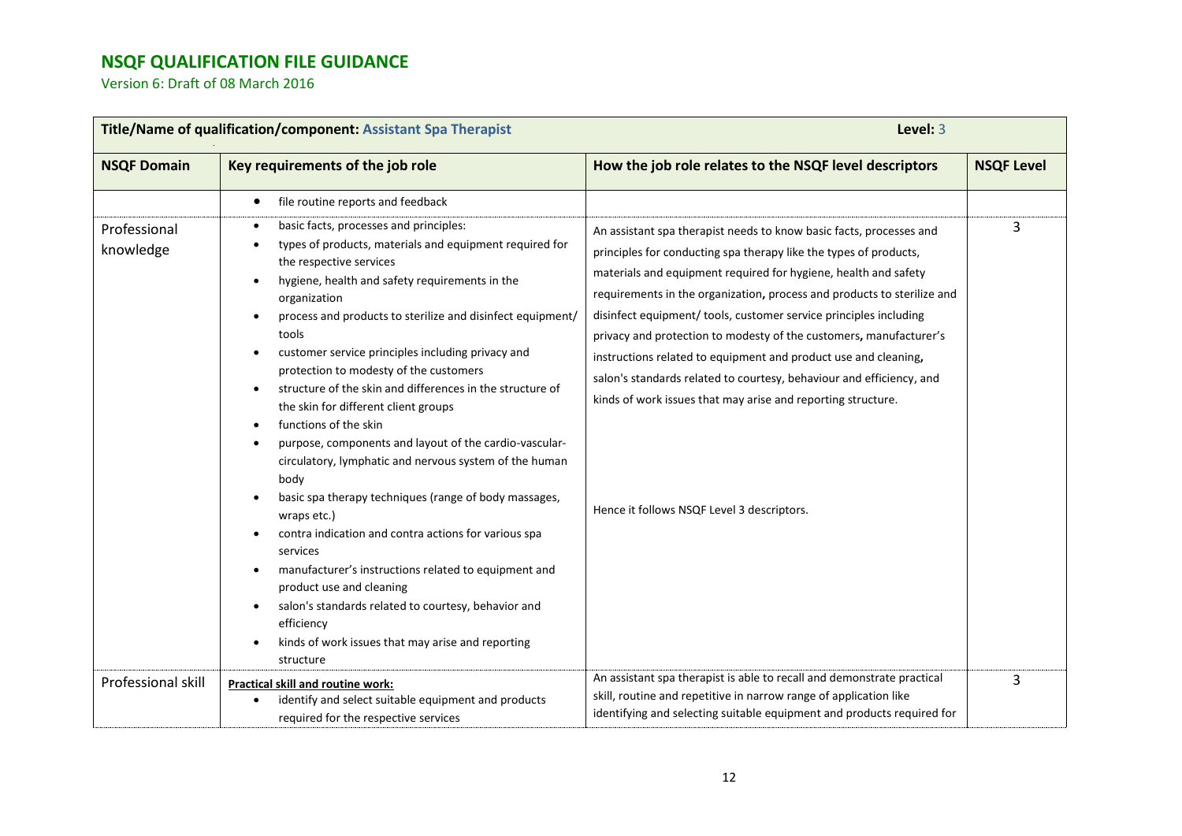# NSQF QUALIFICATION FILE GUIDANCE

Version 6: Draft of 08 March 2016

| **Title/Name of qualification/component:** Assistant Spa Therapist | | **Level:** 3 | |
|---|---|---|---|
| **NSQF Domain** | **Key requirements of the job role** | **How the job role relates to the NSQF level descriptors** | **NSQF Level** |
| | • file routine reports and feedback | | |
| Professional knowledge | • basic facts, processes and principles:<br>• types of products, materials and equipment required for the respective services<br>• hygiene, health and safety requirements in the organization<br>• process and products to sterilize and disinfect equipment/ tools<br>• customer service principles including privacy and protection to modesty of the customers<br>• structure of the skin and differences in the structure of the skin for different client groups<br>• functions of the skin<br>• purpose, components and layout of the cardio-vascular-circulatory, lymphatic and nervous system of the human body<br>• basic spa therapy techniques (range of body massages, wraps etc.)<br>• contra indication and contra actions for various spa services<br>• manufacturer's instructions related to equipment and product use and cleaning<br>• salon's standards related to courtesy, behavior and efficiency<br>• kinds of work issues that may arise and reporting structure | An assistant spa therapist needs to know basic facts, processes and principles for conducting spa therapy like the types of products, materials and equipment required for hygiene, health and safety requirements in the organization, process and products to sterilize and disinfect equipment/ tools, customer service principles including privacy and protection to modesty of the customers, manufacturer's instructions related to equipment and product use and cleaning, salon's standards related to courtesy, behaviour and efficiency, and kinds of work issues that may arise and reporting structure.<br><br>Hence it follows NSQF Level 3 descriptors. | 3 |
| Professional skill | **Practical skill and routine work:**<br>• identify and select suitable equipment and products required for the respective services | An assistant spa therapist is able to recall and demonstrate practical skill, routine and repetitive in narrow range of application like identifying and selecting suitable equipment and products required for | 3 |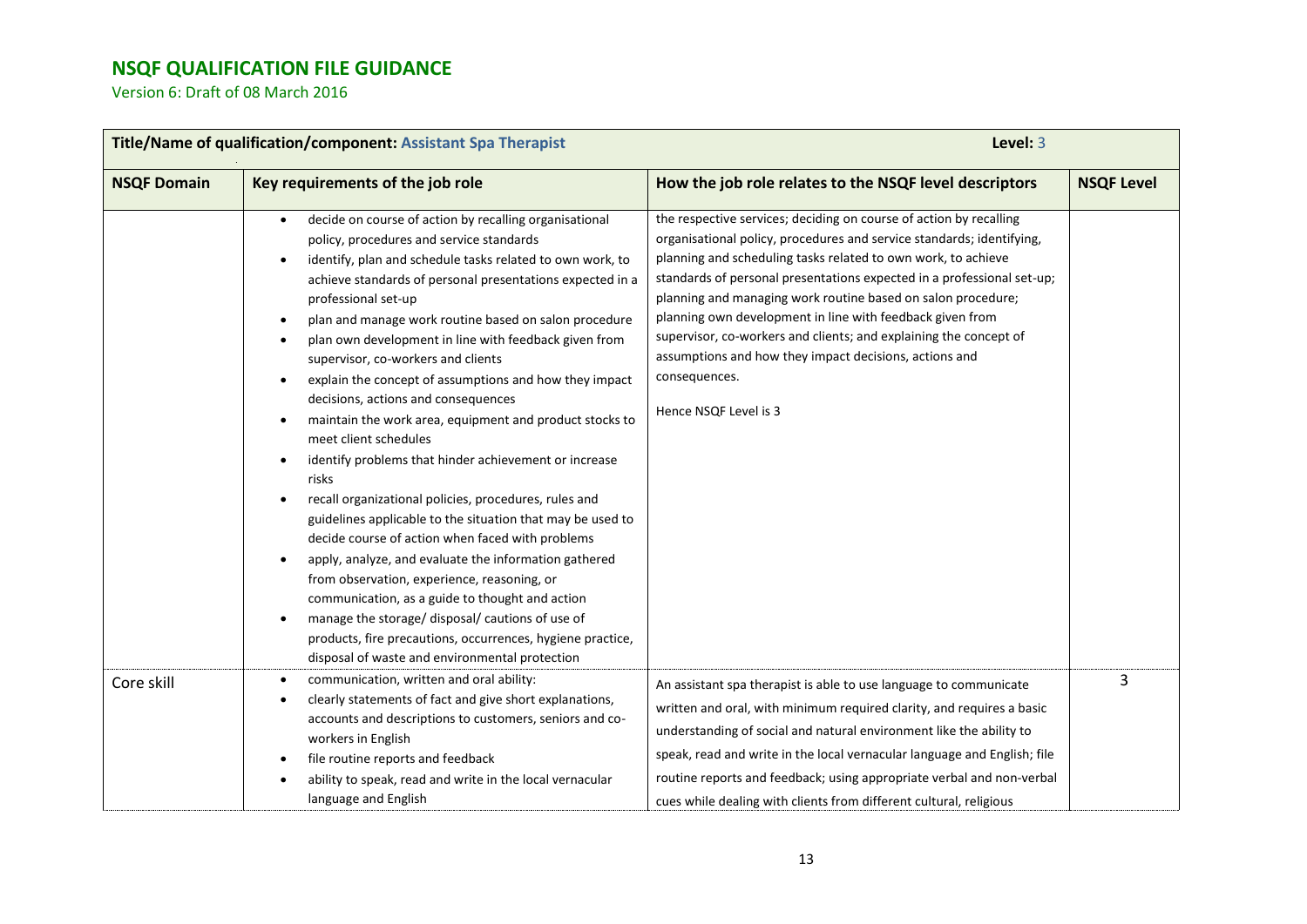## NSQF QUALIFICATION FILE GUIDANCE

Version 6: Draft of 08 March 2016

| Title/Name of qualification/component: Assistant Spa Therapist | | Level: 3 | |
|---|---|---|---|
| **NSQF Domain** | **Key requirements of the job role** | **How the job role relates to the NSQF level descriptors** | **NSQF Level** |
| | • decide on course of action by recalling organisational policy, procedures and service standards<br>• identify, plan and schedule tasks related to own work, to achieve standards of personal presentations expected in a professional set-up<br>• plan and manage work routine based on salon procedure<br>• plan own development in line with feedback given from supervisor, co-workers and clients<br>• explain the concept of assumptions and how they impact decisions, actions and consequences<br>• maintain the work area, equipment and product stocks to meet client schedules<br>• identify problems that hinder achievement or increase risks<br>• recall organizational policies, procedures, rules and guidelines applicable to the situation that may be used to decide course of action when faced with problems<br>• apply, analyze, and evaluate the information gathered from observation, experience, reasoning, or communication, as a guide to thought and action<br>• manage the storage/ disposal/ cautions of use of products, fire precautions, occurrences, hygiene practice, disposal of waste and environmental protection | the respective services; deciding on course of action by recalling organisational policy, procedures and service standards; identifying, planning and scheduling tasks related to own work, to achieve standards of personal presentations expected in a professional set-up; planning and managing work routine based on salon procedure; planning own development in line with feedback given from supervisor, co-workers and clients; and explaining the concept of assumptions and how they impact decisions, actions and consequences.<br><br>Hence NSQF Level is 3 | |
| Core skill | • communication, written and oral ability:<br>• clearly statements of fact and give short explanations, accounts and descriptions to customers, seniors and co-workers in English<br>• file routine reports and feedback<br>• ability to speak, read and write in the local vernacular language and English | An assistant spa therapist is able to use language to communicate written and oral, with minimum required clarity, and requires a basic understanding of social and natural environment like the ability to speak, read and write in the local vernacular language and English; file routine reports and feedback; using appropriate verbal and non-verbal cues while dealing with clients from different cultural, religious | 3 |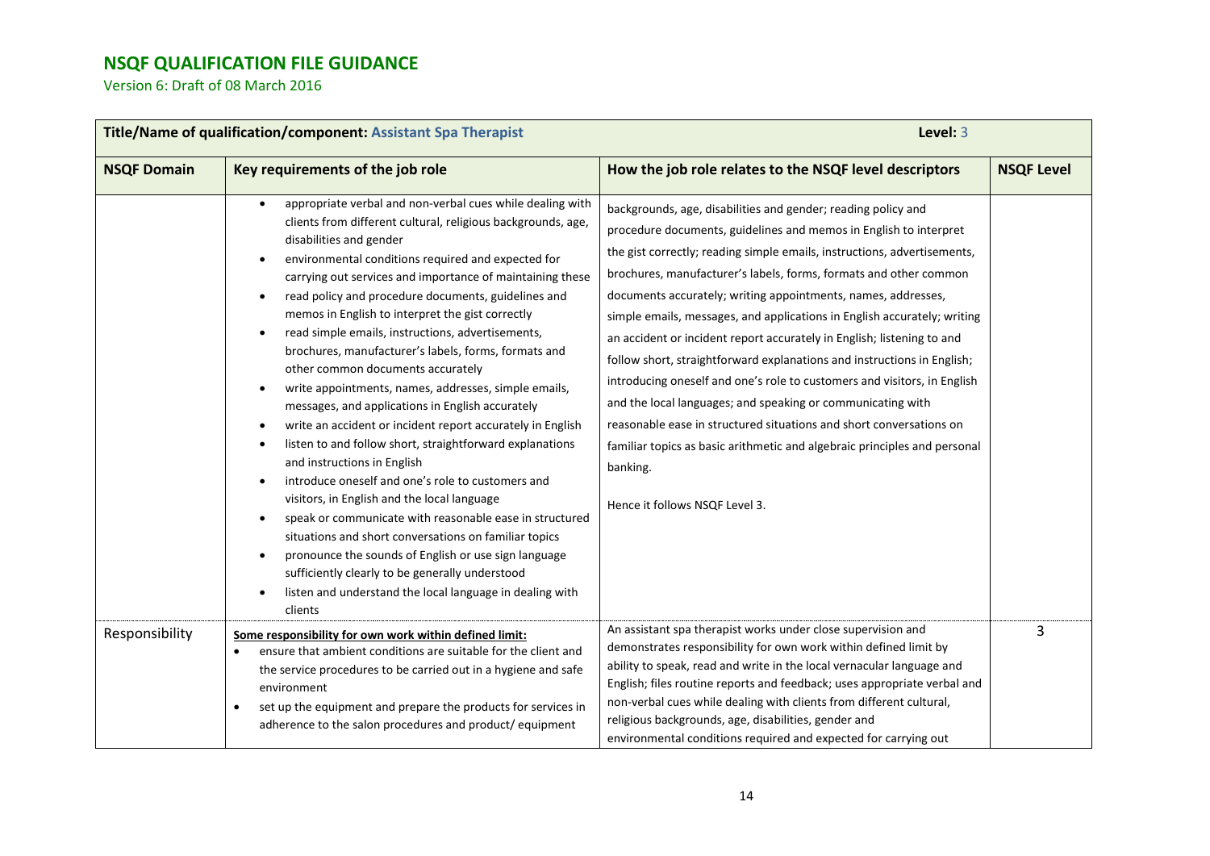# NSQF QUALIFICATION FILE GUIDANCE

Version 6: Draft of 08 March 2016

| **Title/Name of qualification/component:** Assistant Spa Therapist | | | **Level:** 3 |
|---|---|---|---|
| **NSQF Domain** | **Key requirements of the job role** | **How the job role relates to the NSQF level descriptors** | **NSQF Level** |
| | • appropriate verbal and non-verbal cues while dealing with clients from different cultural, religious backgrounds, age, disabilities and gender<br>• environmental conditions required and expected for carrying out services and importance of maintaining these<br>• read policy and procedure documents, guidelines and memos in English to interpret the gist correctly<br>• read simple emails, instructions, advertisements, brochures, manufacturer's labels, forms, formats and other common documents accurately<br>• write appointments, names, addresses, simple emails, messages, and applications in English accurately<br>• write an accident or incident report accurately in English<br>• listen to and follow short, straightforward explanations and instructions in English<br>• introduce oneself and one's role to customers and visitors, in English and the local language<br>• speak or communicate with reasonable ease in structured situations and short conversations on familiar topics<br>• pronounce the sounds of English or use sign language sufficiently clearly to be generally understood<br>• listen and understand the local language in dealing with clients | backgrounds, age, disabilities and gender; reading policy and procedure documents, guidelines and memos in English to interpret the gist correctly; reading simple emails, instructions, advertisements, brochures, manufacturer's labels, forms, formats and other common documents accurately; writing appointments, names, addresses, simple emails, messages, and applications in English accurately; writing an accident or incident report accurately in English; listening to and follow short, straightforward explanations and instructions in English; introducing oneself and one's role to customers and visitors, in English and the local languages; and speaking or communicating with reasonable ease in structured situations and short conversations on familiar topics as basic arithmetic and algebraic principles and personal banking.<br><br>Hence it follows NSQF Level 3. | |
| Responsibility | **Some responsibility for own work within defined limit:**<br>• ensure that ambient conditions are suitable for the client and the service procedures to be carried out in a hygiene and safe environment<br>• set up the equipment and prepare the products for services in adherence to the salon procedures and product/ equipment | An assistant spa therapist works under close supervision and demonstrates responsibility for own work within defined limit by ability to speak, read and write in the local vernacular language and English; files routine reports and feedback; uses appropriate verbal and non-verbal cues while dealing with clients from different cultural, religious backgrounds, age, disabilities, gender and environmental conditions required and expected for carrying out | 3 |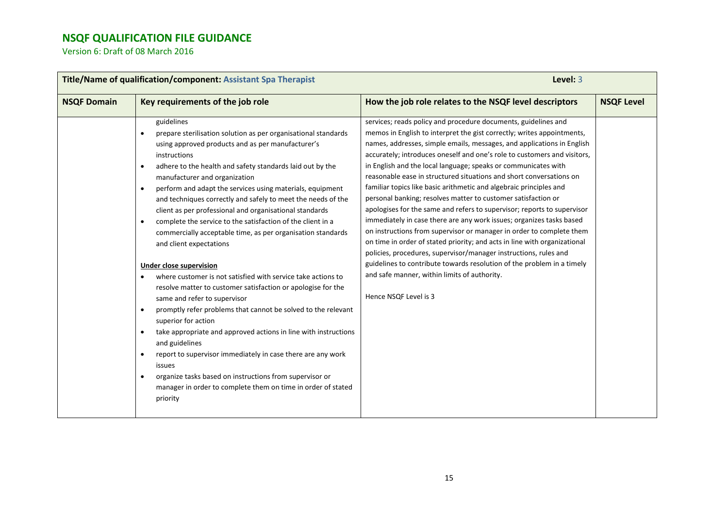## NSQF QUALIFICATION FILE GUIDANCE

Version 6: Draft of 08 March 2016

| Title/Name of qualification/component: Assistant Spa Therapist | | Level: 3 | |
|---|---|---|---|
| **NSQF Domain** | **Key requirements of the job role** | **How the job role relates to the NSQF level descriptors** | **NSQF Level** |
| | guidelines<br>• prepare sterilisation solution as per organisational standards using approved products and as per manufacturer's instructions<br>• adhere to the health and safety standards laid out by the manufacturer and organization<br>• perform and adapt the services using materials, equipment and techniques correctly and safely to meet the needs of the client as per professional and organisational standards<br>• complete the service to the satisfaction of the client in a commercially acceptable time, as per organisation standards and client expectations<br><br>**Under close supervision**<br>• where customer is not satisfied with service take actions to resolve matter to customer satisfaction or apologise for the same and refer to supervisor<br>• promptly refer problems that cannot be solved to the relevant superior for action<br>• take appropriate and approved actions in line with instructions and guidelines<br>• report to supervisor immediately in case there are any work issues<br>• organize tasks based on instructions from supervisor or manager in order to complete them on time in order of stated priority | services; reads policy and procedure documents, guidelines and memos in English to interpret the gist correctly; writes appointments, names, addresses, simple emails, messages, and applications in English accurately; introduces oneself and one's role to customers and visitors, in English and the local language; speaks or communicates with reasonable ease in structured situations and short conversations on familiar topics like basic arithmetic and algebraic principles and personal banking; resolves matter to customer satisfaction or apologises for the same and refers to supervisor; reports to supervisor immediately in case there are any work issues; organizes tasks based on instructions from supervisor or manager in order to complete them on time in order of stated priority; and acts in line with organizational policies, procedures, supervisor/manager instructions, rules and guidelines to contribute towards resolution of the problem in a timely and safe manner, within limits of authority.<br><br>Hence NSQF Level is 3 | |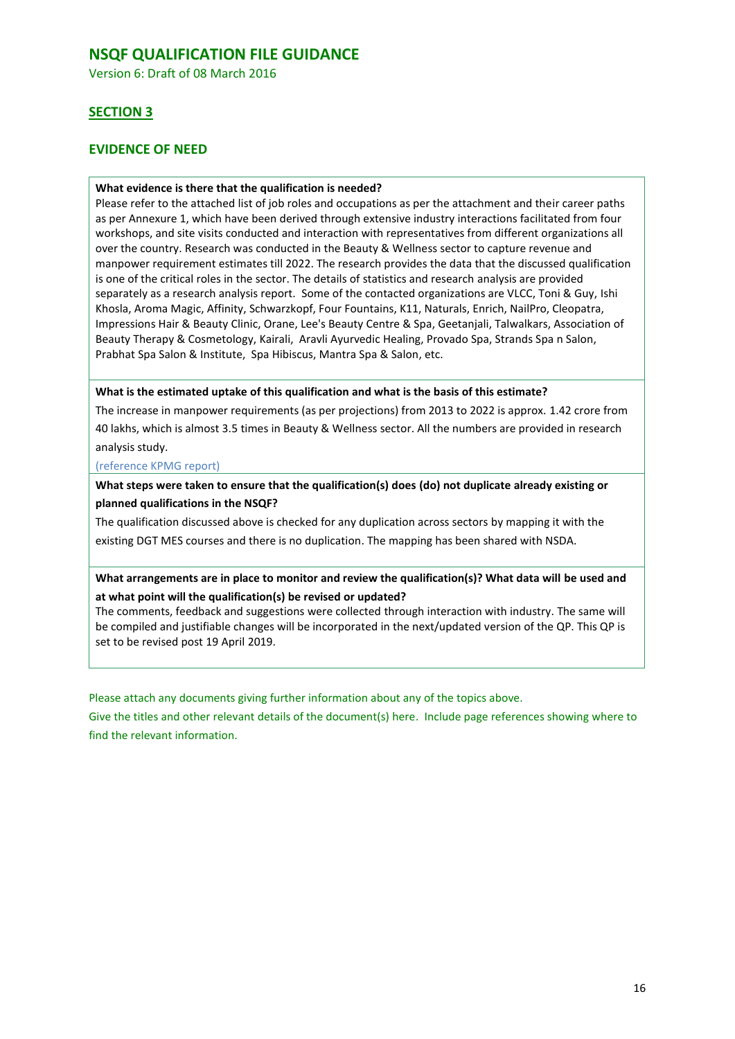## NSQF QUALIFICATION FILE GUIDANCE

Version 6: Draft of 08 March 2016

### SECTION 3

### EVIDENCE OF NEED

**What evidence is there that the qualification is needed?**

Please refer to the attached list of job roles and occupations as per the attachment and their career paths as per Annexure 1, which have been derived through extensive industry interactions facilitated from four workshops, and site visits conducted and interaction with representatives from different organizations all over the country. Research was conducted in the Beauty & Wellness sector to capture revenue and manpower requirement estimates till 2022. The research provides the data that the discussed qualification is one of the critical roles in the sector. The details of statistics and research analysis are provided separately as a research analysis report. Some of the contacted organizations are VLCC, Toni & Guy, Ishi Khosla, Aroma Magic, Affinity, Schwarzkopf, Four Fountains, K11, Naturals, Enrich, NailPro, Cleopatra, Impressions Hair & Beauty Clinic, Orane, Lee's Beauty Centre & Spa, Geetanjali, Talwalkars, Association of Beauty Therapy & Cosmetology, Kairali, Aravli Ayurvedic Healing, Provado Spa, Strands Spa n Salon, Prabhat Spa Salon & Institute, Spa Hibiscus, Mantra Spa & Salon, etc.

**What is the estimated uptake of this qualification and what is the basis of this estimate?**

The increase in manpower requirements (as per projections) from 2013 to 2022 is approx. 1.42 crore from 40 lakhs, which is almost 3.5 times in Beauty & Wellness sector. All the numbers are provided in research analysis study.

(reference KPMG report)

**What steps were taken to ensure that the qualification(s) does (do) not duplicate already existing or planned qualifications in the NSQF?**

The qualification discussed above is checked for any duplication across sectors by mapping it with the existing DGT MES courses and there is no duplication. The mapping has been shared with NSDA.

**What arrangements are in place to monitor and review the qualification(s)? What data will be used and at what point will the qualification(s) be revised or updated?**

The comments, feedback and suggestions were collected through interaction with industry. The same will be compiled and justifiable changes will be incorporated in the next/updated version of the QP. This QP is set to be revised post 19 April 2019.

Please attach any documents giving further information about any of the topics above.
Give the titles and other relevant details of the document(s) here. Include page references showing where to find the relevant information.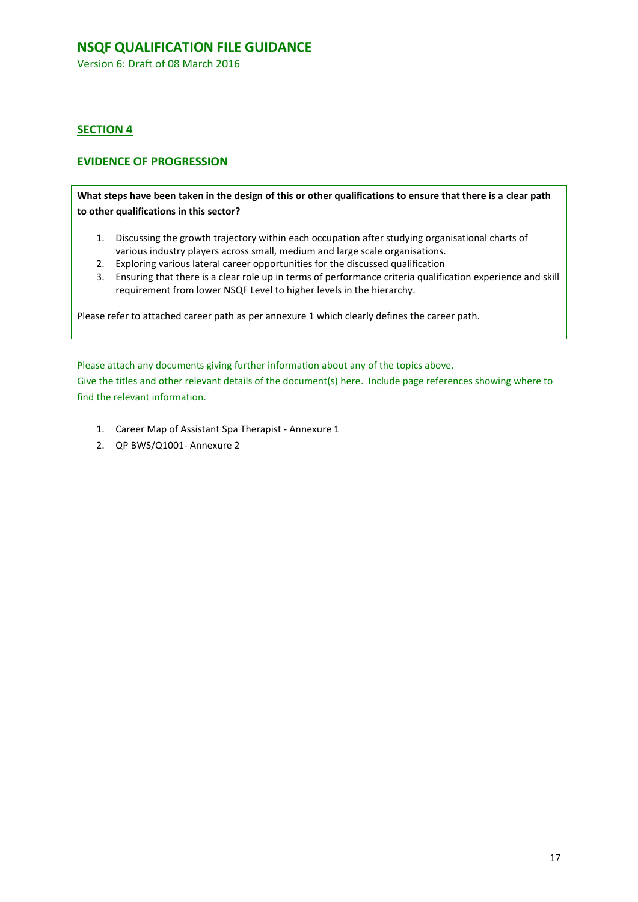## SECTION 4

## EVIDENCE OF PROGRESSION

**What steps have been taken in the design of this or other qualifications to ensure that there is a clear path to other qualifications in this sector?**

1. Discussing the growth trajectory within each occupation after studying organisational charts of various industry players across small, medium and large scale organisations.
2. Exploring various lateral career opportunities for the discussed qualification
3. Ensuring that there is a clear role up in terms of performance criteria qualification experience and skill requirement from lower NSQF Level to higher levels in the hierarchy.

Please refer to attached career path as per annexure 1 which clearly defines the career path.

Please attach any documents giving further information about any of the topics above.
Give the titles and other relevant details of the document(s) here. Include page references showing where to find the relevant information.

1. Career Map of Assistant Spa Therapist - Annexure 1
2. QP BWS/Q1001- Annexure 2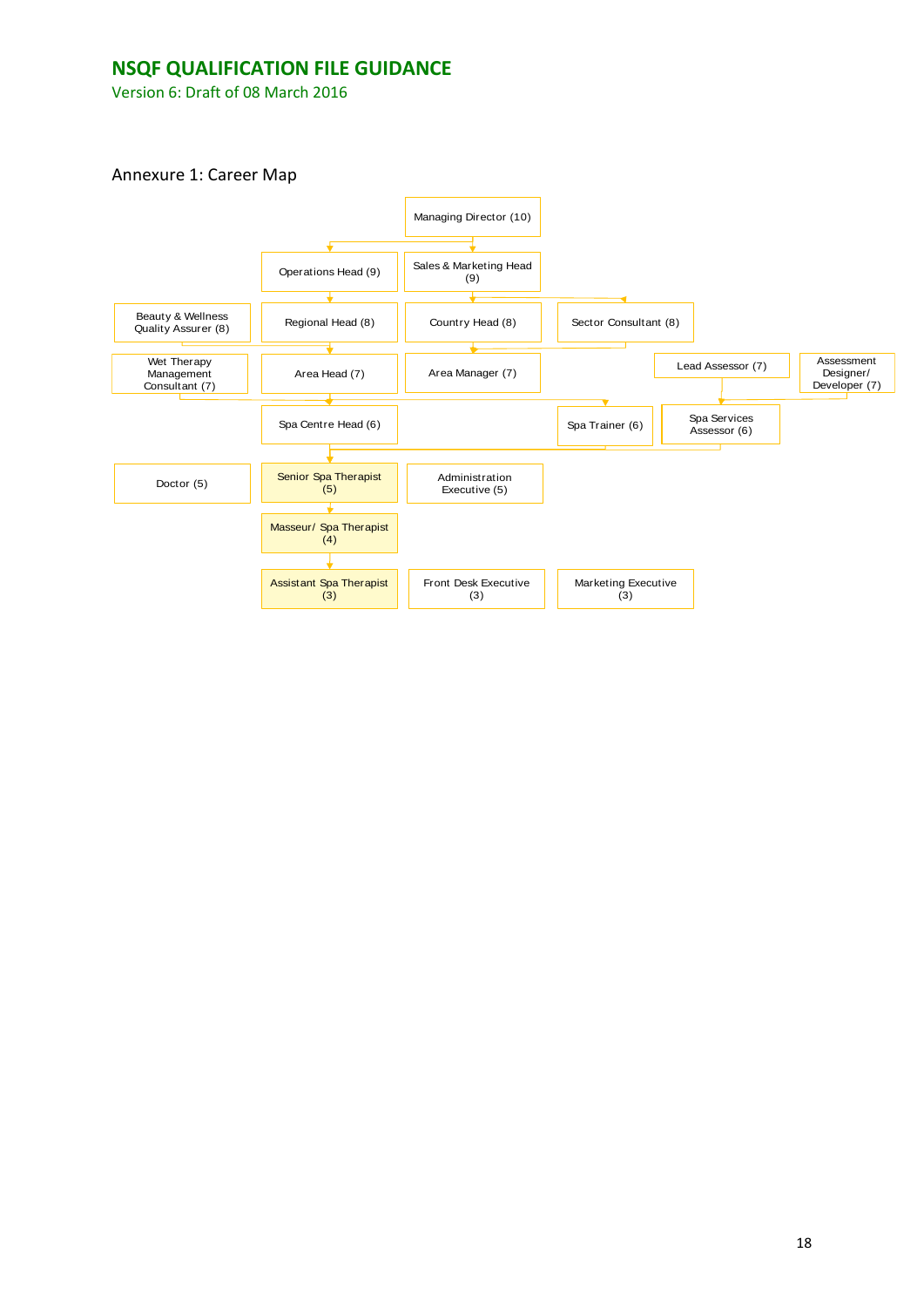## Annexure 1: Career Map

- Managing Director (10)
- Operations Head (9)
- Sales & Marketing Head (9)
- Beauty & Wellness Quality Assurer (8)
- Regional Head (8)
- Country Head (8)
- Sector Consultant (8)
- Wet Therapy Management Consultant (7)
- Area Head (7)
- Area Manager (7)
- Lead Assessor (7)
- Assessment Designer/ Developer (7)
- Spa Centre Head (6)
- Spa Trainer (6)
- Spa Services Assessor (6)
- Doctor (5)
- Senior Spa Therapist (5)
- Administration Executive (5)
- Masseur/ Spa Therapist (4)
- Assistant Spa Therapist (3)
- Front Desk Executive (3)
- Marketing Executive (3)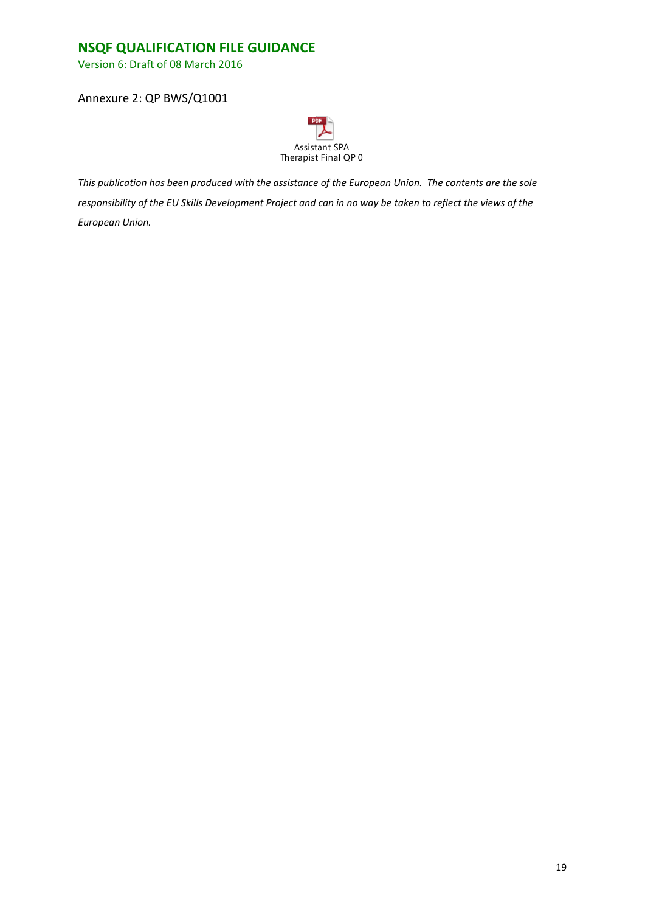Annexure 2: QP BWS/Q1001

Assistant SPA Therapist Final QP 0

*This publication has been produced with the assistance of the European Union. The contents are the sole responsibility of the EU Skills Development Project and can in no way be taken to reflect the views of the European Union.*